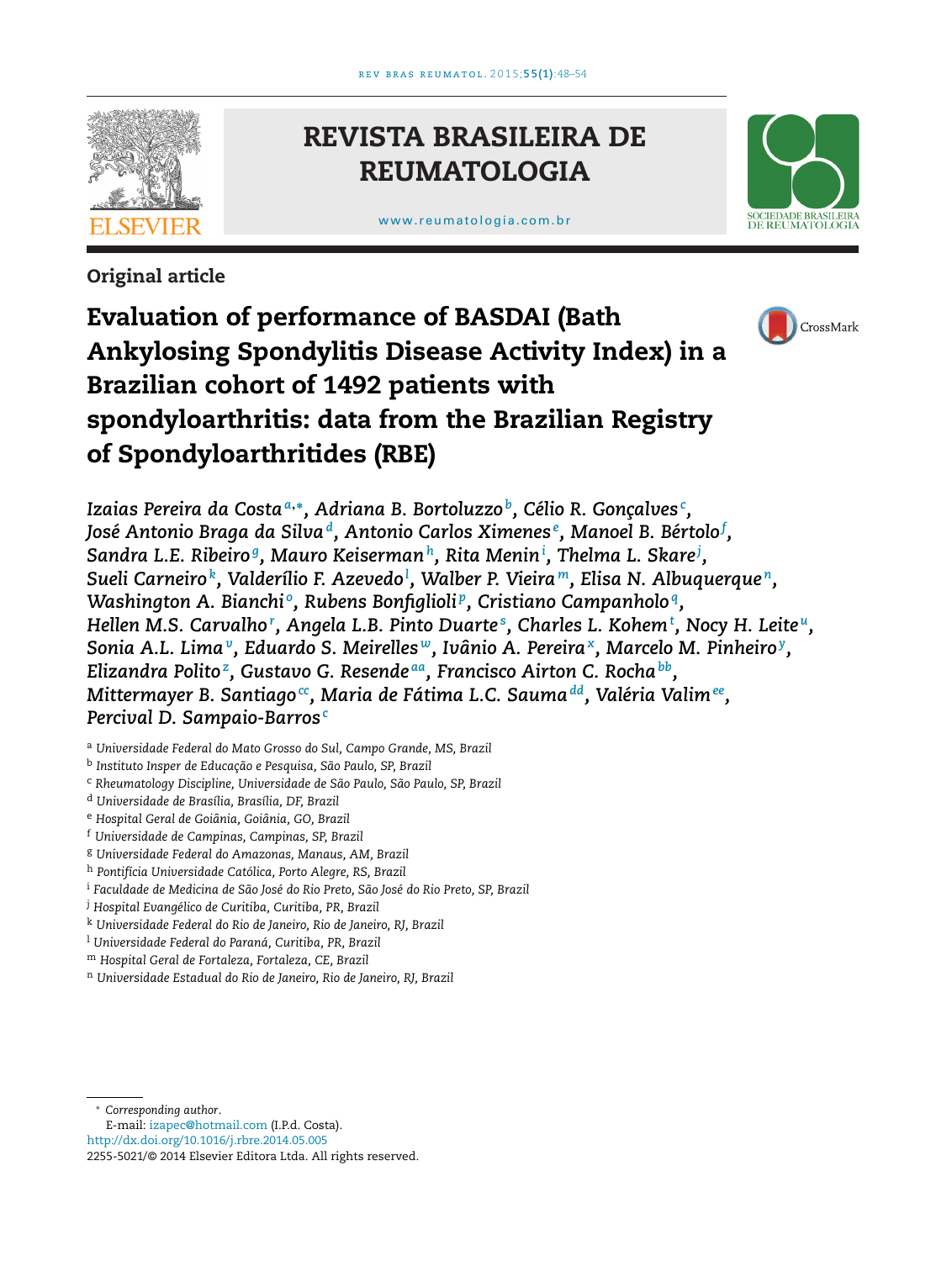Original article

# Evaluation of performance of BASDAI (Bath Ankylosing Spondylitis Disease Activity Index) in a Brazilian cohort of 1492 patients with spondyloarthritis: data from the Brazilian Registry of Spondyloarthritides (RBE)

*Izaias Pereira da Costa[a,*], Adriana B. Bortoluzzo[b], Célio R. Gonçalves[c], José Antonio Braga da Silva[d], Antonio Carlos Ximenes[e], Manoel B. Bértolo[f], Sandra L.E. Ribeiro[g], Mauro Keiserman[h], Rita Menin[i], Thelma L. Skare[j], Sueli Carneiro[k], Valderílio F. Azevedo[l], Walber P. Vieira[m], Elisa N. Albuquerque[n], Washington A. Bianchi[o], Rubens Bonfiglioli[p], Cristiano Campanholo[q], Hellen M.S. Carvalho[r], Angela L.B. Pinto Duarte[s], Charles L. Kohem[t], Nocy H. Leite[u], Sonia A.L. Lima[v], Eduardo S. Meirelles[w], Ivânio A. Pereira[x], Marcelo M. Pinheiro[y], Elizandra Polito[z], Gustavo G. Resende[aa], Francisco Airton C. Rocha[bb], Mittermayer B. Santiago[cc], Maria de Fátima L.C. Sauma[dd], Valéria Valim[ee], Percival D. Sampaio-Barros[c]*

[a] Universidade Federal do Mato Grosso do Sul, Campo Grande, MS, Brazil
[b] Instituto Insper de Educação e Pesquisa, São Paulo, SP, Brazil
[c] Rheumatology Discipline, Universidade de São Paulo, São Paulo, SP, Brazil
[d] Universidade de Brasília, Brasília, DF, Brazil
[e] Hospital Geral de Goiânia, Goiânia, GO, Brazil
[f] Universidade de Campinas, Campinas, SP, Brazil
[g] Universidade Federal do Amazonas, Manaus, AM, Brazil
[h] Pontifícia Universidade Católica, Porto Alegre, RS, Brazil
[i] Faculdade de Medicina de São José do Rio Preto, São José do Rio Preto, SP, Brazil
[j] Hospital Evangélico de Curitiba, Curitiba, PR, Brazil
[k] Universidade Federal do Rio de Janeiro, Rio de Janeiro, RJ, Brazil
[l] Universidade Federal do Paraná, Curitiba, PR, Brazil
[m] Hospital Geral de Fortaleza, Fortaleza, CE, Brazil
[n] Universidade Estadual do Rio de Janeiro, Rio de Janeiro, RJ, Brazil

* Corresponding author.
E-mail: izapec@hotmail.com (I.P.d. Costa).
http://dx.doi.org/10.1016/j.rbre.2014.05.005
2255-5021/© 2014 Elsevier Editora Ltda. All rights reserved.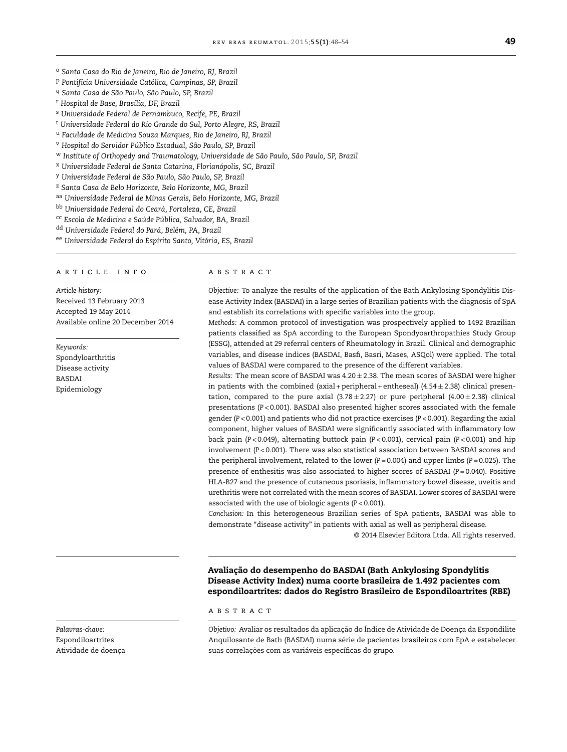[o] Santa Casa do Rio de Janeiro, Rio de Janeiro, RJ, Brazil
[p] Pontifícia Universidade Católica, Campinas, SP, Brazil
[q] Santa Casa de São Paulo, São Paulo, SP, Brazil
[r] Hospital de Base, Brasília, DF, Brazil
[s] Universidade Federal de Pernambuco, Recife, PE, Brazil
[t] Universidade Federal do Rio Grande do Sul, Porto Alegre, RS, Brazil
[u] Faculdade de Medicina Souza Marques, Rio de Janeiro, RJ, Brazil
[v] Hospital do Servidor Público Estadual, São Paulo, SP, Brazil
[w] Institute of Orthopedy and Traumatology, Universidade de São Paulo, São Paulo, SP, Brazil
[x] Universidade Federal de Santa Catarina, Florianópolis, SC, Brazil
[y] Universidade Federal de São Paulo, São Paulo, SP, Brazil
[z] Santa Casa de Belo Horizonte, Belo Horizonte, MG, Brazil
[aa] Universidade Federal de Minas Gerais, Belo Horizonte, MG, Brazil
[bb] Universidade Federal do Ceará, Fortaleza, CE, Brazil
[cc] Escola de Medicina e Saúde Pública, Salvador, BA, Brazil
[dd] Universidade Federal do Pará, Belém, PA, Brazil
[ee] Universidade Federal do Espírito Santo, Vitória, ES, Brazil

ARTICLE INFO

*Article history:*
Received 13 February 2013
Accepted 19 May 2014
Available online 20 December 2014

*Keywords:*
Spondyloarthritis
Disease activity
BASDAI
Epidemiology

ABSTRACT

*Objective:* To analyze the results of the application of the Bath Ankylosing Spondylitis Disease Activity Index (BASDAI) in a large series of Brazilian patients with the diagnosis of SpA and establish its correlations with specific variables into the group.

*Methods:* A common protocol of investigation was prospectively applied to 1492 Brazilian patients classified as SpA according to the European Spondyoarthropathies Study Group (ESSG), attended at 29 referral centers of Rheumatology in Brazil. Clinical and demographic variables, and disease indices (BASDAI, Basfi, Basri, Mases, ASQol) were applied. The total values of BASDAI were compared to the presence of the different variables.

*Results:* The mean score of BASDAI was $4.20 \pm 2.38$. The mean scores of BASDAI were higher in patients with the combined (axial + peripheral + entheseal) ($4.54 \pm 2.38$) clinical presentation, compared to the pure axial ($3.78 \pm 2.27$) or pure peripheral ($4.00 \pm 2.38$) clinical presentations ($P < 0.001$). BASDAI also presented higher scores associated with the female gender ($P < 0.001$) and patients who did not practice exercises ($P < 0.001$). Regarding the axial component, higher values of BASDAI were significantly associated with inflammatory low back pain ($P < 0.049$), alternating buttock pain ($P < 0.001$), cervical pain ($P < 0.001$) and hip involvement ($P < 0.001$). There was also statistical association between BASDAI scores and the peripheral involvement, related to the lower ($P = 0.004$) and upper limbs ($P = 0.025$). The presence of enthesitis was also associated to higher scores of BASDAI ($P = 0.040$). Positive HLA-B27 and the presence of cutaneous psoriasis, inflammatory bowel disease, uveitis and urethritis were not correlated with the mean scores of BASDAI. Lower scores of BASDAI were associated with the use of biologic agents ($P < 0.001$).

*Conclusion:* In this heterogeneous Brazilian series of SpA patients, BASDAI was able to demonstrate "disease activity" in patients with axial as well as peripheral disease.

© 2014 Elsevier Editora Ltda. All rights reserved.

## Avaliação do desempenho do BASDAI (Bath Ankylosing Spondylitis Disease Activity Index) numa coorte brasileira de 1.492 pacientes com espondiloartrites: dados do Registro Brasileiro de Espondiloartrites (RBE)

ABSTRACT

*Palavras-chave:*
Espondiloartrites
Atividade de doença

*Objetivo:* Avaliar os resultados da aplicação do Índice de Atividade de Doença da Espondilite Anquilosante de Bath (BASDAI) numa série de pacientes brasileiros com EpA e estabelecer suas correlações com as variáveis específicas do grupo.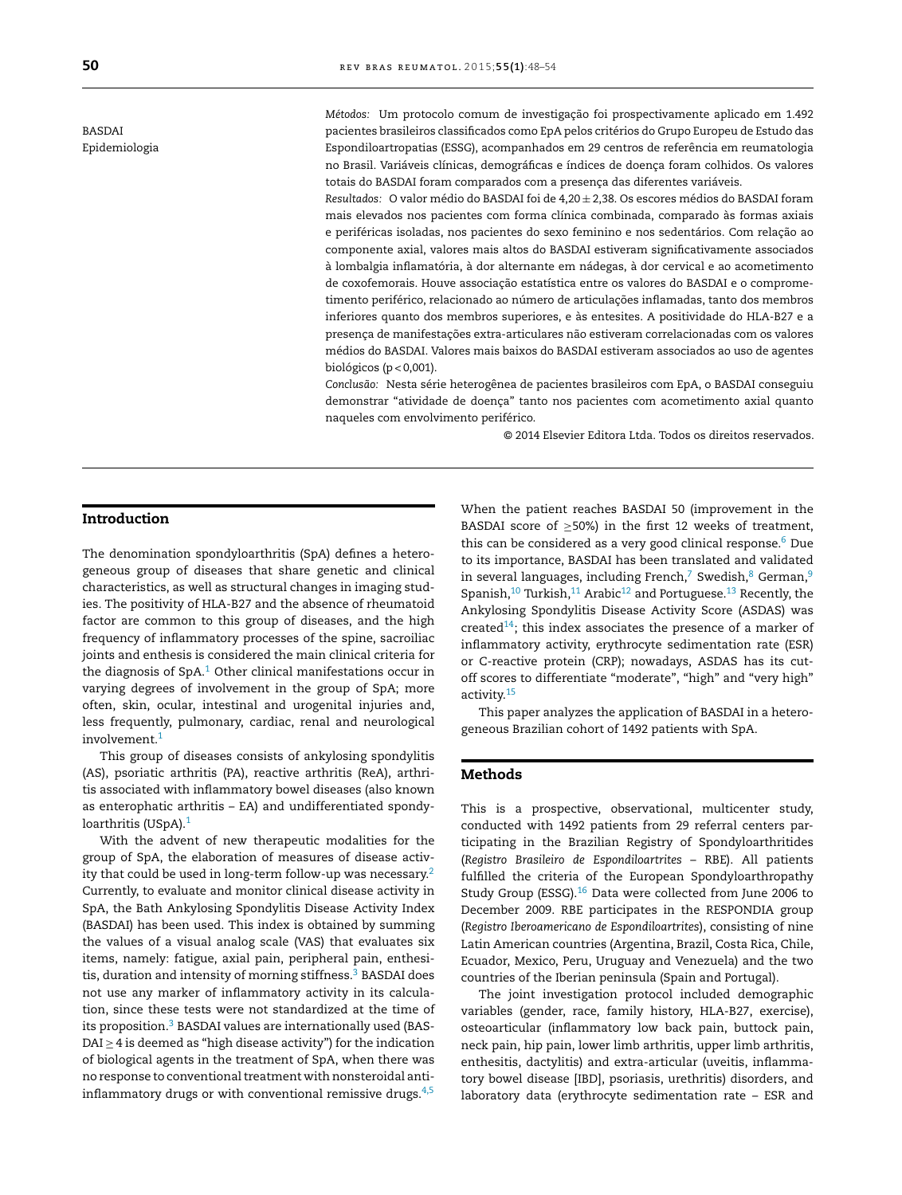BASDAI
Epidemiologia

*Métodos:* Um protocolo comum de investigação foi prospectivamente aplicado em 1.492 pacientes brasileiros classificados como EpA pelos critérios do Grupo Europeu de Estudo das Espondiloartropatias (ESSG), acompanhados em 29 centros de referência em reumatologia no Brasil. Variáveis clínicas, demográficas e índices de doença foram colhidos. Os valores totais do BASDAI foram comparados com a presença das diferentes variáveis.

*Resultados:* O valor médio do BASDAI foi de $4{,}20 \pm 2{,}38$. Os escores médios do BASDAI foram mais elevados nos pacientes com forma clínica combinada, comparado às formas axiais e periféricas isoladas, nos pacientes do sexo feminino e nos sedentários. Com relação ao componente axial, valores mais altos do BASDAI estiveram significativamente associados à lombalgia inflamatória, à dor alternante em nádegas, à dor cervical e ao acometimento de coxofemorais. Houve associação estatística entre os valores do BASDAI e o comprometimento periférico, relacionado ao número de articulações inflamadas, tanto dos membros inferiores quanto dos membros superiores, e às entesites. A positividade do HLA-B27 e a presença de manifestações extra-articulares não estiveram correlacionadas com os valores médios do BASDAI. Valores mais baixos do BASDAI estiveram associados ao uso de agentes biológicos ($p < 0{,}001$).

*Conclusão:* Nesta série heterogênea de pacientes brasileiros com EpA, o BASDAI conseguiu demonstrar "atividade de doença" tanto nos pacientes com acometimento axial quanto naqueles com envolvimento periférico.

© 2014 Elsevier Editora Ltda. Todos os direitos reservados.

## Introduction

The denomination spondyloarthritis (SpA) defines a heterogeneous group of diseases that share genetic and clinical characteristics, as well as structural changes in imaging studies. The positivity of HLA-B27 and the absence of rheumatoid factor are common to this group of diseases, and the high frequency of inflammatory processes of the spine, sacroiliac joints and enthesis is considered the main clinical criteria for the diagnosis of SpA.[1] Other clinical manifestations occur in varying degrees of involvement in the group of SpA; more often, skin, ocular, intestinal and urogenital injuries and, less frequently, pulmonary, cardiac, renal and neurological involvement.[1]

This group of diseases consists of ankylosing spondylitis (AS), psoriatic arthritis (PA), reactive arthritis (ReA), arthritis associated with inflammatory bowel diseases (also known as enterophatic arthritis – EA) and undifferentiated spondyloarthritis (USpA).[1]

With the advent of new therapeutic modalities for the group of SpA, the elaboration of measures of disease activity that could be used in long-term follow-up was necessary.[2] Currently, to evaluate and monitor clinical disease activity in SpA, the Bath Ankylosing Spondylitis Disease Activity Index (BASDAI) has been used. This index is obtained by summing the values of a visual analog scale (VAS) that evaluates six items, namely: fatigue, axial pain, peripheral pain, enthesitis, duration and intensity of morning stiffness.[3] BASDAI does not use any marker of inflammatory activity in its calculation, since these tests were not standardized at the time of its proposition.[3] BASDAI values are internationally used (BASDAI ≥ 4 is deemed as "high disease activity") for the indication of biological agents in the treatment of SpA, when there was no response to conventional treatment with nonsteroidal anti-inflammatory drugs or with conventional remissive drugs.[4,5] When the patient reaches BASDAI 50 (improvement in the BASDAI score of ≥50%) in the first 12 weeks of treatment, this can be considered as a very good clinical response.[6] Due to its importance, BASDAI has been translated and validated in several languages, including French,[7] Swedish,[8] German,[9] Spanish,[10] Turkish,[11] Arabic[12] and Portuguese.[13] Recently, the Ankylosing Spondylitis Disease Activity Score (ASDAS) was created[14]; this index associates the presence of a marker of inflammatory activity, erythrocyte sedimentation rate (ESR) or C-reactive protein (CRP); nowadays, ASDAS has its cut-off scores to differentiate "moderate", "high" and "very high" activity.[15]

This paper analyzes the application of BASDAI in a heterogeneous Brazilian cohort of 1492 patients with SpA.

## Methods

This is a prospective, observational, multicenter study, conducted with 1492 patients from 29 referral centers participating in the Brazilian Registry of Spondyloarthritides (*Registro Brasileiro de Espondiloartrites* – RBE). All patients fulfilled the criteria of the European Spondyloarthropathy Study Group (ESSG).[16] Data were collected from June 2006 to December 2009. RBE participates in the RESPONDIA group (*Registro Iberoamericano de Espondiloartrites*), consisting of nine Latin American countries (Argentina, Brazil, Costa Rica, Chile, Ecuador, Mexico, Peru, Uruguay and Venezuela) and the two countries of the Iberian peninsula (Spain and Portugal).

The joint investigation protocol included demographic variables (gender, race, family history, HLA-B27, exercise), osteoarticular (inflammatory low back pain, buttock pain, neck pain, hip pain, lower limb arthritis, upper limb arthritis, enthesitis, dactylitis) and extra-articular (uveitis, inflammatory bowel disease [IBD], psoriasis, urethritis) disorders, and laboratory data (erythrocyte sedimentation rate – ESR and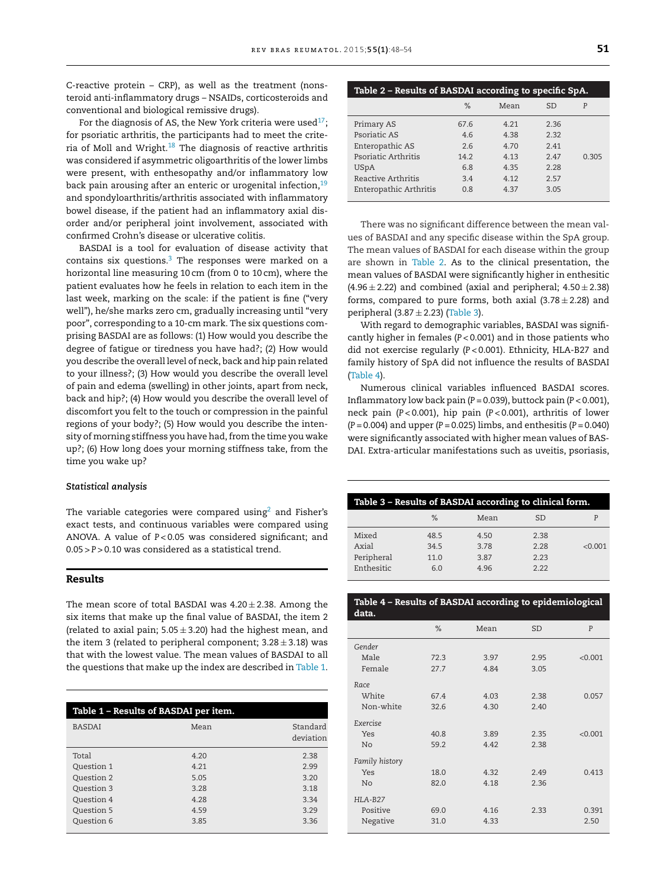C-reactive protein – CRP), as well as the treatment (non-steroid anti-inflammatory drugs – NSAIDs, corticosteroids and conventional and biological remissive drugs).

For the diagnosis of AS, the New York criteria were used[17]; for psoriatic arthritis, the participants had to meet the criteria of Moll and Wright.[18] The diagnosis of reactive arthritis was considered if asymmetric oligoarthritis of the lower limbs were present, with enthesopathy and/or inflammatory low back pain arousing after an enteric or urogenital infection,[19] and spondyloarthritis/arthritis associated with inflammatory bowel disease, if the patient had an inflammatory axial disorder and/or peripheral joint involvement, associated with confirmed Crohn's disease or ulcerative colitis.

BASDAI is a tool for evaluation of disease activity that contains six questions.[3] The responses were marked on a horizontal line measuring 10 cm (from 0 to 10 cm), where the patient evaluates how he feels in relation to each item in the last week, marking on the scale: if the patient is fine ("very well"), he/she marks zero cm, gradually increasing until "very poor", corresponding to a 10-cm mark. The six questions comprising BASDAI are as follows: (1) How would you describe the degree of fatigue or tiredness you have had?; (2) How would you describe the overall level of neck, back and hip pain related to your illness?; (3) How would you describe the overall level of pain and edema (swelling) in other joints, apart from neck, back and hip?; (4) How would you describe the overall level of discomfort you felt to the touch or compression in the painful regions of your body?; (5) How would you describe the intensity of morning stiffness you have had, from the time you wake up?; (6) How long does your morning stiffness take, from the time you wake up?

### *Statistical analysis*

The variable categories were compared using[2] and Fisher's exact tests, and continuous variables were compared using ANOVA. A value of $P < 0.05$ was considered significant; and $0.05 > P > 0.10$ was considered as a statistical trend.

## Results

The mean score of total BASDAI was $4.20 \pm 2.38$. Among the six items that make up the final value of BASDAI, the item 2 (related to axial pain; $5.05 \pm 3.20$) had the highest mean, and the item 3 (related to peripheral component; $3.28 \pm 3.18$) was that with the lowest value. The mean values of BASDAI to all the questions that make up the index are described in Table 1.

**Table 1 – Results of BASDAI per item.**

| BASDAI | Mean | Standard deviation |
|---|---|---|
| Total | 4.20 | 2.38 |
| Question 1 | 4.21 | 2.99 |
| Question 2 | 5.05 | 3.20 |
| Question 3 | 3.28 | 3.18 |
| Question 4 | 4.28 | 3.34 |
| Question 5 | 4.59 | 3.29 |
| Question 6 | 3.85 | 3.36 |

**Table 2 – Results of BASDAI according to specific SpA.**

| | % | Mean | SD | P |
|---|---|---|---|---|
| Primary AS | 67.6 | 4.21 | 2.36 | |
| Psoriatic AS | 4.6 | 4.38 | 2.32 | |
| Enteropathic AS | 2.6 | 4.70 | 2.41 | |
| Psoriatic Arthritis | 14.2 | 4.13 | 2.47 | 0.305 |
| USpA | 6.8 | 4.35 | 2.28 | |
| Reactive Arthritis | 3.4 | 4.12 | 2.57 | |
| Enteropathic Arthritis | 0.8 | 4.37 | 3.05 | |

There was no significant difference between the mean values of BASDAI and any specific disease within the SpA group. The mean values of BASDAI for each disease within the group are shown in Table 2. As to the clinical presentation, the mean values of BASDAI were significantly higher in enthesitic ($4.96 \pm 2.22$) and combined (axial and peripheral; $4.50 \pm 2.38$) forms, compared to pure forms, both axial ($3.78 \pm 2.28$) and peripheral ($3.87 \pm 2.23$) (Table 3).

With regard to demographic variables, BASDAI was significantly higher in females ($P < 0.001$) and in those patients who did not exercise regularly ($P < 0.001$). Ethnicity, HLA-B27 and family history of SpA did not influence the results of BASDAI (Table 4).

Numerous clinical variables influenced BASDAI scores. Inflammatory low back pain ($P = 0.039$), buttock pain ($P < 0.001$), neck pain ($P < 0.001$), hip pain ($P < 0.001$), arthritis of lower ($P = 0.004$) and upper ($P = 0.025$) limbs, and enthesitis ($P = 0.040$) were significantly associated with higher mean values of BASDAI. Extra-articular manifestations such as uveitis, psoriasis,

**Table 3 – Results of BASDAI according to clinical form.**

| | % | Mean | SD | P |
|---|---|---|---|---|
| Mixed | 48.5 | 4.50 | 2.38 | |
| Axial | 34.5 | 3.78 | 2.28 | <0.001 |
| Peripheral | 11.0 | 3.87 | 2.23 | |
| Enthesitic | 6.0 | 4.96 | 2.22 | |

**Table 4 – Results of BASDAI according to epidemiological data.**

| | % | Mean | SD | P |
|---|---|---|---|---|
| *Gender* | | | | |
| Male | 72.3 | 3.97 | 2.95 | <0.001 |
| Female | 27.7 | 4.84 | 3.05 | |
| *Race* | | | | |
| White | 67.4 | 4.03 | 2.38 | 0.057 |
| Non-white | 32.6 | 4.30 | 2.40 | |
| *Exercise* | | | | |
| Yes | 40.8 | 3.89 | 2.35 | <0.001 |
| No | 59.2 | 4.42 | 2.38 | |
| *Family history* | | | | |
| Yes | 18.0 | 4.32 | 2.49 | 0.413 |
| No | 82.0 | 4.18 | 2.36 | |
| *HLA-B27* | | | | |
| Positive | 69.0 | 4.16 | 2.33 | 0.391 |
| Negative | 31.0 | 4.33 | | 2.50 |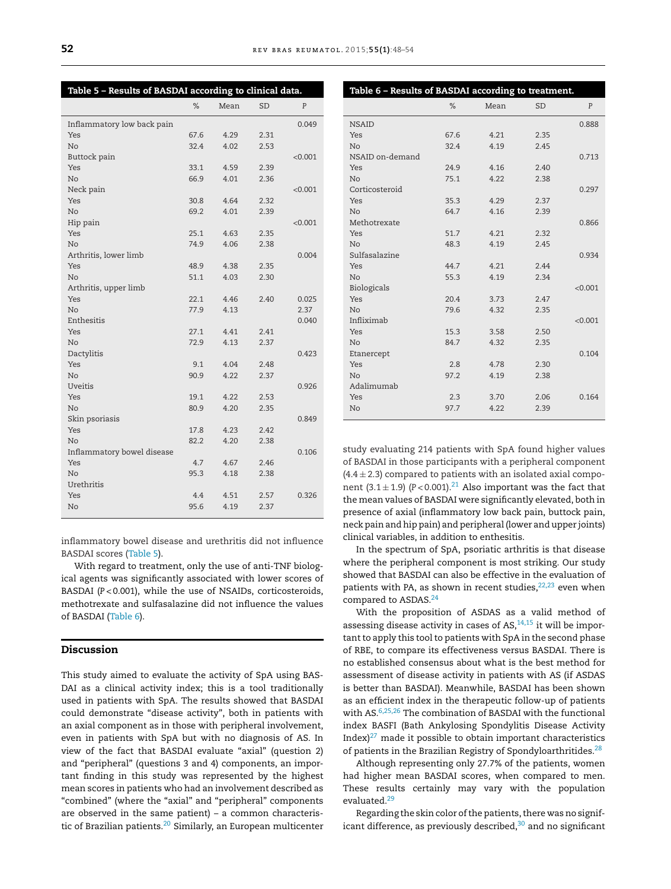**Table 5 – Results of BASDAI according to clinical data.**

| | % | Mean | SD | P |
|---|---|---|---|---|
| Inflammatory low back pain | | | | 0.049 |
| Yes | 67.6 | 4.29 | 2.31 | |
| No | 32.4 | 4.02 | 2.53 | |
| Buttock pain | | | | <0.001 |
| Yes | 33.1 | 4.59 | 2.39 | |
| No | 66.9 | 4.01 | 2.36 | |
| Neck pain | | | | <0.001 |
| Yes | 30.8 | 4.64 | 2.32 | |
| No | 69.2 | 4.01 | 2.39 | |
| Hip pain | | | | <0.001 |
| Yes | 25.1 | 4.63 | 2.35 | |
| No | 74.9 | 4.06 | 2.38 | |
| Arthritis, lower limb | | | | 0.004 |
| Yes | 48.9 | 4.38 | 2.35 | |
| No | 51.1 | 4.03 | 2.30 | |
| Arthritis, upper limb | | | | |
| Yes | 22.1 | 4.46 | 2.40 | 0.025 |
| No | 77.9 | 4.13 | | 2.37 |
| Enthesitis | | | | 0.040 |
| Yes | 27.1 | 4.41 | 2.41 | |
| No | 72.9 | 4.13 | 2.37 | |
| Dactylitis | | | | 0.423 |
| Yes | 9.1 | 4.04 | 2.48 | |
| No | 90.9 | 4.22 | 2.37 | |
| Uveitis | | | | 0.926 |
| Yes | 19.1 | 4.22 | 2.53 | |
| No | 80.9 | 4.20 | 2.35 | |
| Skin psoriasis | | | | 0.849 |
| Yes | 17.8 | 4.23 | 2.42 | |
| No | 82.2 | 4.20 | 2.38 | |
| Inflammatory bowel disease | | | | 0.106 |
| Yes | 4.7 | 4.67 | 2.46 | |
| No | 95.3 | 4.18 | 2.38 | |
| Urethritis | | | | |
| Yes | 4.4 | 4.51 | 2.57 | 0.326 |
| No | 95.6 | 4.19 | 2.37 | |

inflammatory bowel disease and urethritis did not influence BASDAI scores (Table 5).

With regard to treatment, only the use of anti-TNF biological agents was significantly associated with lower scores of BASDAI ($P < 0.001$), while the use of NSAIDs, corticosteroids, methotrexate and sulfasalazine did not influence the values of BASDAI (Table 6).

**Table 6 – Results of BASDAI according to treatment.**

| | % | Mean | SD | P |
|---|---|---|---|---|
| NSAID | | | | 0.888 |
| Yes | 67.6 | 4.21 | 2.35 | |
| No | 32.4 | 4.19 | 2.45 | |
| NSAID on-demand | | | | 0.713 |
| Yes | 24.9 | 4.16 | 2.40 | |
| No | 75.1 | 4.22 | 2.38 | |
| Corticosteroid | | | | 0.297 |
| Yes | 35.3 | 4.29 | 2.37 | |
| No | 64.7 | 4.16 | 2.39 | |
| Methotrexate | | | | 0.866 |
| Yes | 51.7 | 4.21 | 2.32 | |
| No | 48.3 | 4.19 | 2.45 | |
| Sulfasalazine | | | | 0.934 |
| Yes | 44.7 | 4.21 | 2.44 | |
| No | 55.3 | 4.19 | 2.34 | |
| Biologicals | | | | <0.001 |
| Yes | 20.4 | 3.73 | 2.47 | |
| No | 79.6 | 4.32 | 2.35 | |
| Infliximab | | | | <0.001 |
| Yes | 15.3 | 3.58 | 2.50 | |
| No | 84.7 | 4.32 | 2.35 | |
| Etanercept | | | | 0.104 |
| Yes | 2.8 | 4.78 | 2.30 | |
| No | 97.2 | 4.19 | 2.38 | |
| Adalimumab | | | | |
| Yes | 2.3 | 3.70 | 2.06 | 0.164 |
| No | 97.7 | 4.22 | 2.39 | |

## Discussion

This study aimed to evaluate the activity of SpA using BASDAI as a clinical activity index; this is a tool traditionally used in patients with SpA. The results showed that BASDAI could demonstrate "disease activity", both in patients with an axial component as in those with peripheral involvement, even in patients with SpA but with no diagnosis of AS. In view of the fact that BASDAI evaluate "axial" (question 2) and "peripheral" (questions 3 and 4) components, an important finding in this study was represented by the highest mean scores in patients who had an involvement described as "combined" (where the "axial" and "peripheral" components are observed in the same patient) – a common characteristic of Brazilian patients.[20] Similarly, an European multicenter study evaluating 214 patients with SpA found higher values of BASDAI in those participants with a peripheral component ($4.4 \pm 2.3$) compared to patients with an isolated axial component ($3.1 \pm 1.9$) ($P < 0.001$).[21] Also important was the fact that the mean values of BASDAI were significantly elevated, both in presence of axial (inflammatory low back pain, buttock pain, neck pain and hip pain) and peripheral (lower and upper joints) clinical variables, in addition to enthesitis.

In the spectrum of SpA, psoriatic arthritis is that disease where the peripheral component is most striking. Our study showed that BASDAI can also be effective in the evaluation of patients with PA, as shown in recent studies,[22,23] even when compared to ASDAS.[24]

With the proposition of ASDAS as a valid method of assessing disease activity in cases of AS,[14,15] it will be important to apply this tool to patients with SpA in the second phase of RBE, to compare its effectiveness versus BASDAI. There is no established consensus about what is the best method for assessment of disease activity in patients with AS (if ASDAS is better than BASDAI). Meanwhile, BASDAI has been shown as an efficient index in the therapeutic follow-up of patients with AS.[6,25,26] The combination of BASDAI with the functional index BASFI (Bath Ankylosing Spondylitis Disease Activity Index)[27] made it possible to obtain important characteristics of patients in the Brazilian Registry of Spondyloarthritides.[28]

Although representing only 27.7% of the patients, women had higher mean BASDAI scores, when compared to men. These results certainly may vary with the population evaluated.[29]

Regarding the skin color of the patients, there was no significant difference, as previously described,[30] and no significant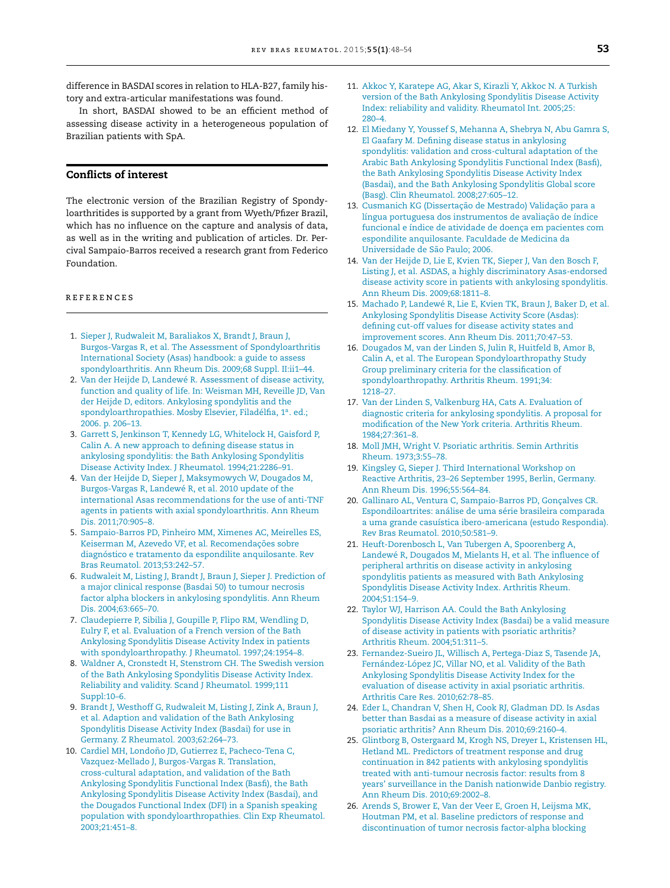difference in BASDAI scores in relation to HLA-B27, family history and extra-articular manifestations was found.

In short, BASDAI showed to be an efficient method of assessing disease activity in a heterogeneous population of Brazilian patients with SpA.

## Conflicts of interest

The electronic version of the Brazilian Registry of Spondyloarthritides is supported by a grant from Wyeth/Pfizer Brazil, which has no influence on the capture and analysis of data, as well as in the writing and publication of articles. Dr. Percival Sampaio-Barros received a research grant from Federico Foundation.

## REFERENCES

1. Sieper J, Rudwaleit M, Baraliakos X, Brandt J, Braun J, Burgos-Vargas R, et al. The Assessment of Spondyloarthritis International Society (Asas) handbook: a guide to assess spondyloarthritis. Ann Rheum Dis. 2009;68 Suppl. II:ii1–44.
2. Van der Heijde D, Landewé R. Assessment of disease activity, function and quality of life. In: Weisman MH, Reveille JD, Van der Heijde D, editors. Ankylosing spondylitis and the spondyloarthropathies. Mosby Elsevier, Filadélfia, 1ª. ed.; 2006. p. 206–13.
3. Garrett S, Jenkinson T, Kennedy LG, Whitelock H, Gaisford P, Calin A. A new approach to defining disease status in ankylosing spondylitis: the Bath Ankylosing Spondylitis Disease Activity Index. J Rheumatol. 1994;21:2286–91.
4. Van der Heijde D, Sieper J, Maksymowych W, Dougados M, Burgos-Vargas R, Landewé R, et al. 2010 update of the international Asas recommendations for the use of anti-TNF agents in patients with axial spondyloarthritis. Ann Rheum Dis. 2011;70:905–8.
5. Sampaio-Barros PD, Pinheiro MM, Ximenes AC, Meirelles ES, Keiserman M, Azevedo VF, et al. Recomendações sobre diagnóstico e tratamento da espondilite anquilosante. Rev Bras Reumatol. 2013;53:242–57.
6. Rudwaleit M, Listing J, Brandt J, Braun J, Sieper J. Prediction of a major clinical response (Basdai 50) to tumour necrosis factor alpha blockers in ankylosing spondylitis. Ann Rheum Dis. 2004;63:665–70.
7. Claudepierre P, Sibilia J, Goupille P, Flipo RM, Wendling D, Eulry F, et al. Evaluation of a French version of the Bath Ankylosing Spondylitis Disease Activity Index in patients with spondyloarthropathy. J Rheumatol. 1997;24:1954–8.
8. Waldner A, Cronstedt H, Stenstrom CH. The Swedish version of the Bath Ankylosing Spondylitis Disease Activity Index. Reliability and validity. Scand J Rheumatol. 1999;111 Suppl:10–6.
9. Brandt J, Westhoff G, Rudwaleit M, Listing J, Zink A, Braun J, et al. Adaption and validation of the Bath Ankylosing Spondylitis Disease Activity Index (Basdai) for use in Germany. Z Rheumatol. 2003;62:264–73.
10. Cardiel MH, Londoño JD, Gutierrez E, Pacheco-Tena C, Vazquez-Mellado J, Burgos-Vargas R. Translation, cross-cultural adaptation, and validation of the Bath Ankylosing Spondylitis Functional Index (Basfi), the Bath Ankylosing Spondylitis Disease Activity Index (Basdai), and the Dougados Functional Index (DFI) in a Spanish speaking population with spondyloarthropathies. Clin Exp Rheumatol. 2003;21:451–8.
11. Akkoc Y, Karatepe AG, Akar S, Kirazli Y, Akkoc N. A Turkish version of the Bath Ankylosing Spondylitis Disease Activity Index: reliability and validity. Rheumatol Int. 2005;25: 280–4.
12. El Miedany Y, Youssef S, Mehanna A, Shebrya N, Abu Gamra S, El Gaafary M. Defining disease status in ankylosing spondylitis: validation and cross-cultural adaptation of the Arabic Bath Ankylosing Spondylitis Functional Index (Basfi), the Bath Ankylosing Spondylitis Disease Activity Index (Basdai), and the Bath Ankylosing Spondylitis Global score (Basg). Clin Rheumatol. 2008;27:605–12.
13. Cusmanich KG (Dissertação de Mestrado) Validação para a língua portuguesa dos instrumentos de avaliação de índice funcional e índice de atividade de doença em pacientes com espondilite anquilosante. Faculdade de Medicina da Universidade de São Paulo; 2006.
14. Van der Heijde D, Lie E, Kvien TK, Sieper J, Van den Bosch F, Listing J, et al. ASDAS, a highly discriminatory Asas-endorsed disease activity score in patients with ankylosing spondylitis. Ann Rheum Dis. 2009;68:1811–8.
15. Machado P, Landewé R, Lie E, Kvien TK, Braun J, Baker D, et al. Ankylosing Spondylitis Disease Activity Score (Asdas): defining cut-off values for disease activity states and improvement scores. Ann Rheum Dis. 2011;70:47–53.
16. Dougados M, van der Linden S, Julin R, Huitfeld B, Amor B, Calin A, et al. The European Spondyloarthropathy Study Group preliminary criteria for the classification of spondyloarthropathy. Arthritis Rheum. 1991;34: 1218–27.
17. Van der Linden S, Valkenburg HA, Cats A. Evaluation of diagnostic criteria for ankylosing spondylitis. A proposal for modification of the New York criteria. Arthritis Rheum. 1984;27:361–8.
18. Moll JMH, Wright V. Psoriatic arthritis. Semin Arthritis Rheum. 1973;3:55–78.
19. Kingsley G, Sieper J. Third International Workshop on Reactive Arthritis, 23–26 September 1995, Berlin, Germany. Ann Rheum Dis. 1996;55:564–84.
20. Gallinaro AL, Ventura C, Sampaio-Barros PD, Gonçalves CR. Espondiloartrites: análise de uma série brasileira comparada a uma grande casuística ibero-americana (estudo Respondia). Rev Bras Reumatol. 2010;50:581–9.
21. Heuft-Dorenbosch L, Van Tubergen A, Spoorenberg A, Landewé R, Dougados M, Mielants H, et al. The influence of peripheral arthritis on disease activity in ankylosing spondylitis patients as measured with Bath Ankylosing Spondylitis Disease Activity Index. Arthritis Rheum. 2004;51:154–9.
22. Taylor WJ, Harrison AA. Could the Bath Ankylosing Spondylitis Disease Activity Index (Basdai) be a valid measure of disease activity in patients with psoriatic arthritis? Arthritis Rheum. 2004;51:311–5.
23. Fernandez-Sueiro JL, Willisch A, Pertega-Diaz S, Tasende JA, Fernández-López JC, Villar NO, et al. Validity of the Bath Ankylosing Spondylitis Disease Activity Index for the evaluation of disease activity in axial psoriatic arthritis. Arthritis Care Res. 2010;62:78–85.
24. Eder L, Chandran V, Shen H, Cook RJ, Gladman DD. Is Asdas better than Basdai as a measure of disease activity in axial psoriatic arthritis? Ann Rheum Dis. 2010;69:2160–4.
25. Glintborg B, Ostergaard M, Krogh NS, Dreyer L, Kristensen HL, Hetland ML. Predictors of treatment response and drug continuation in 842 patients with ankylosing spondylitis treated with anti-tumour necrosis factor: results from 8 years' surveillance in the Danish nationwide Danbio registry. Ann Rheum Dis. 2010;69:2002–8.
26. Arends S, Brower E, Van der Veer E, Groen H, Leijsma MK, Houtman PM, et al. Baseline predictors of response and discontinuation of tumor necrosis factor-alpha blocking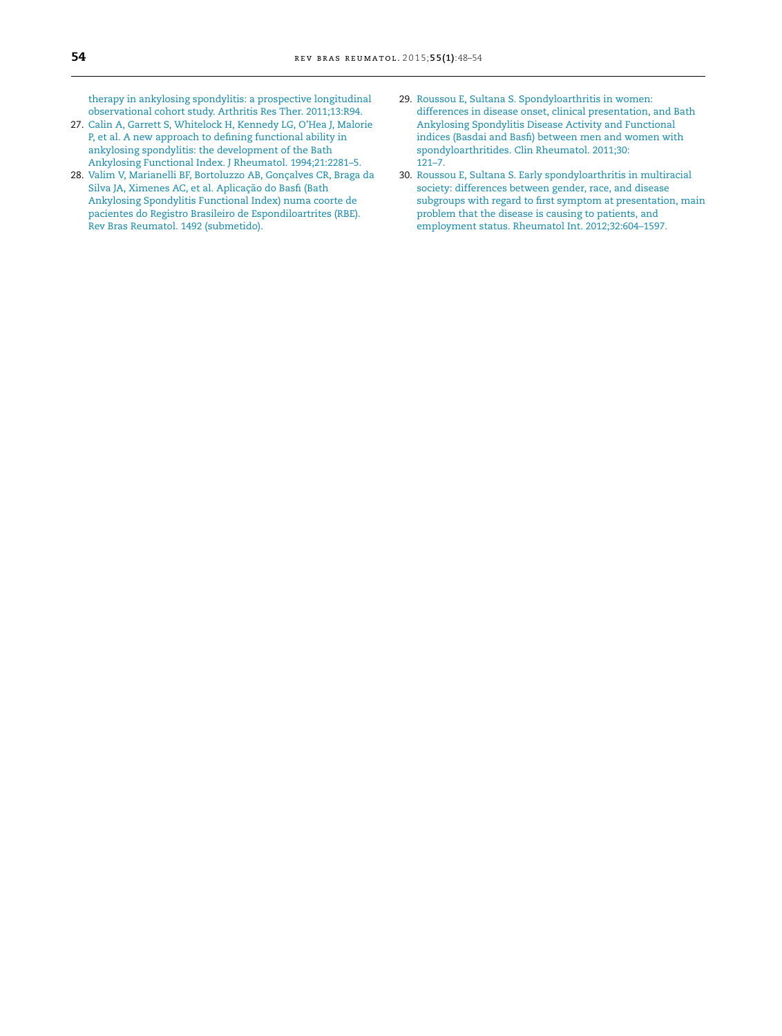therapy in ankylosing spondylitis: a prospective longitudinal observational cohort study. Arthritis Res Ther. 2011;13:R94.

27. Calin A, Garrett S, Whitelock H, Kennedy LG, O'Hea J, Malorie P, et al. A new approach to defining functional ability in ankylosing spondylitis: the development of the Bath Ankylosing Functional Index. J Rheumatol. 1994;21:2281–5.
28. Valim V, Marianelli BF, Bortoluzzo AB, Gonçalves CR, Braga da Silva JA, Ximenes AC, et al. Aplicação do Basfi (Bath Ankylosing Spondylitis Functional Index) numa coorte de pacientes do Registro Brasileiro de Espondiloartrites (RBE). Rev Bras Reumatol. 1492 (submetido).
29. Roussou E, Sultana S. Spondyloarthritis in women: differences in disease onset, clinical presentation, and Bath Ankylosing Spondylitis Disease Activity and Functional indices (Basdai and Basfi) between men and women with spondyloarthritides. Clin Rheumatol. 2011;30: 121–7.
30. Roussou E, Sultana S. Early spondyloarthritis in multiracial society: differences between gender, race, and disease subgroups with regard to first symptom at presentation, main problem that the disease is causing to patients, and employment status. Rheumatol Int. 2012;32:604–1597.